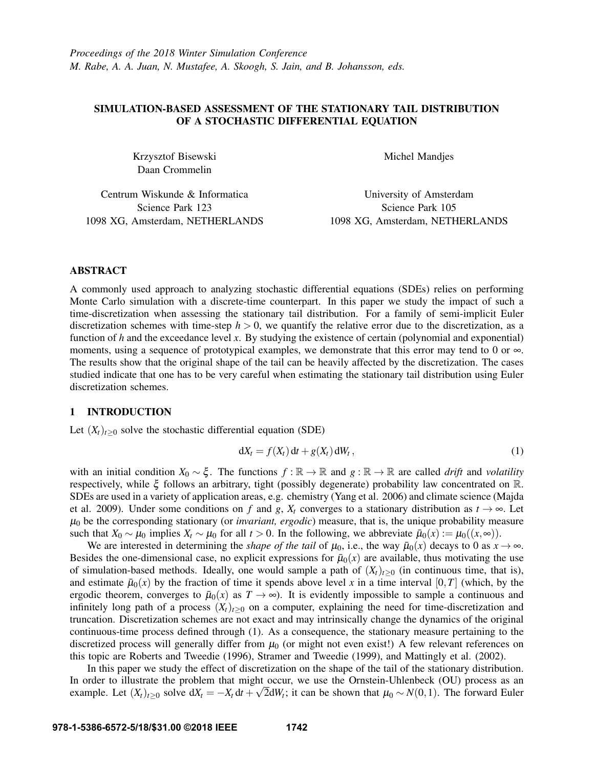*Proceedings of the 2018 Winter Simulation Conference*
*M. Rabe, A. A. Juan, N. Mustafee, A. Skoogh, S. Jain, and B. Johansson, eds.*

# SIMULATION-BASED ASSESSMENT OF THE STATIONARY TAIL DISTRIBUTION OF A STOCHASTIC DIFFERENTIAL EQUATION

Krzysztof Bisewski
Daan Crommelin

Centrum Wiskunde & Informatica
Science Park 123
1098 XG, Amsterdam, NETHERLANDS

Michel Mandjes

University of Amsterdam
Science Park 105
1098 XG, Amsterdam, NETHERLANDS

## ABSTRACT

A commonly used approach to analyzing stochastic differential equations (SDEs) relies on performing Monte Carlo simulation with a discrete-time counterpart. In this paper we study the impact of such a time-discretization when assessing the stationary tail distribution. For a family of semi-implicit Euler discretization schemes with time-step $h > 0$, we quantify the relative error due to the discretization, as a function of $h$ and the exceedance level $x$. By studying the existence of certain (polynomial and exponential) moments, using a sequence of prototypical examples, we demonstrate that this error may tend to 0 or $\infty$. The results show that the original shape of the tail can be heavily affected by the discretization. The cases studied indicate that one has to be very careful when estimating the stationary tail distribution using Euler discretization schemes.

## 1 INTRODUCTION

Let $(X_t)_{t\geq 0}$ solve the stochastic differential equation (SDE)

$$\mathrm{d}X_t = f(X_t)\,\mathrm{d}t + g(X_t)\,\mathrm{d}W_t\,, \tag{1}$$

with an initial condition $X_0 \sim \xi$. The functions $f : \mathbb{R} \to \mathbb{R}$ and $g : \mathbb{R} \to \mathbb{R}$ are called *drift* and *volatility* respectively, while $\xi$ follows an arbitrary, tight (possibly degenerate) probability law concentrated on $\mathbb{R}$. SDEs are used in a variety of application areas, e.g. chemistry (Yang et al. 2006) and climate science (Majda et al. 2009). Under some conditions on $f$ and $g$, $X_t$ converges to a stationary distribution as $t \to \infty$. Let $\mu_0$ be the corresponding stationary (or *invariant, ergodic*) measure, that is, the unique probability measure such that $X_0 \sim \mu_0$ implies $X_t \sim \mu_0$ for all $t > 0$. In the following, we abbreviate $\bar{\mu}_0(x) := \mu_0((x,\infty))$.

We are interested in determining the *shape of the tail* of $\mu_0$, i.e., the way $\bar{\mu}_0(x)$ decays to 0 as $x \to \infty$. Besides the one-dimensional case, no explicit expressions for $\bar{\mu}_0(x)$ are available, thus motivating the use of simulation-based methods. Ideally, one would sample a path of $(X_t)_{t\geq 0}$ (in continuous time, that is), and estimate $\bar{\mu}_0(x)$ by the fraction of time it spends above level $x$ in a time interval $[0,T]$ (which, by the ergodic theorem, converges to $\bar{\mu}_0(x)$ as $T \to \infty$). It is evidently impossible to sample a continuous and infinitely long path of a process $(X_t)_{t\geq 0}$ on a computer, explaining the need for time-discretization and truncation. Discretization schemes are not exact and may intrinsically change the dynamics of the original continuous-time process defined through (1). As a consequence, the stationary measure pertaining to the discretized process will generally differ from $\mu_0$ (or might not even exist!) A few relevant references on this topic are Roberts and Tweedie (1996), Stramer and Tweedie (1999), and Mattingly et al. (2002).

In this paper we study the effect of discretization on the shape of the tail of the stationary distribution. In order to illustrate the problem that might occur, we use the Ornstein-Uhlenbeck (OU) process as an example. Let $(X_t)_{t\geq 0}$ solve $\mathrm{d}X_t = -X_t\,\mathrm{d}t + \sqrt{2}\mathrm{d}W_t$; it can be shown that $\mu_0 \sim N(0,1)$. The forward Euler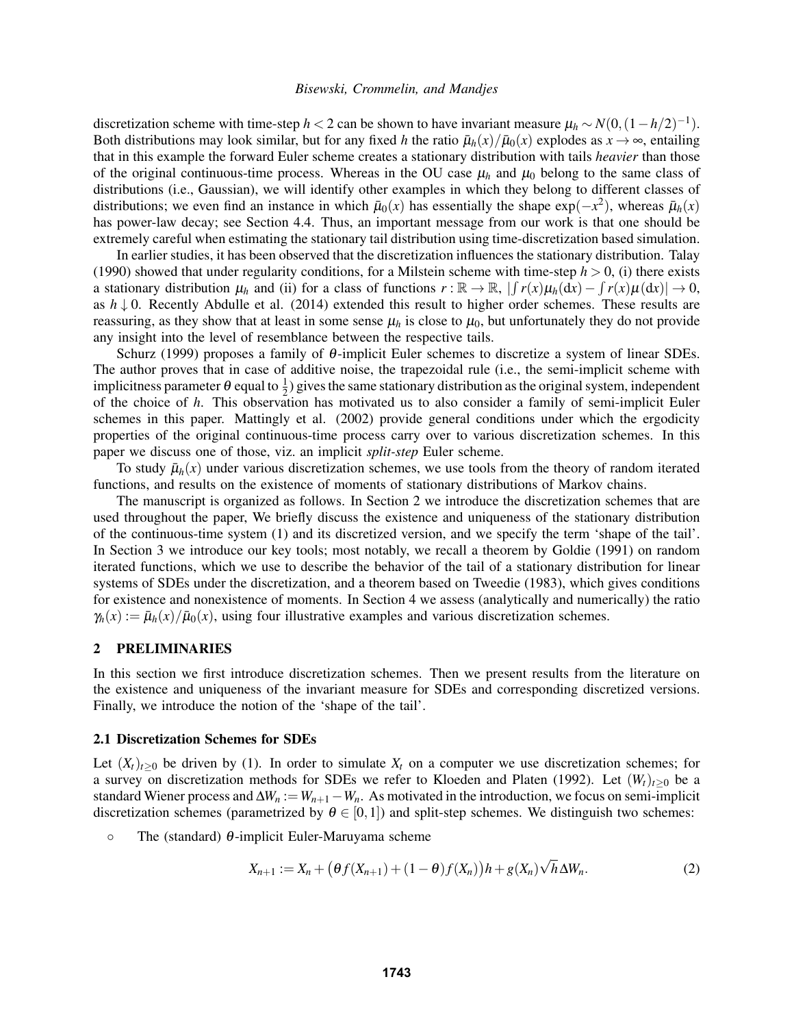discretization scheme with time-step $h < 2$ can be shown to have invariant measure $\mu_h \sim N(0,(1-h/2)^{-1})$. Both distributions may look similar, but for any fixed $h$ the ratio $\bar{\mu}_h(x)/\bar{\mu}_0(x)$ explodes as $x \to \infty$, entailing that in this example the forward Euler scheme creates a stationary distribution with tails *heavier* than those of the original continuous-time process. Whereas in the OU case $\mu_h$ and $\mu_0$ belong to the same class of distributions (i.e., Gaussian), we will identify other examples in which they belong to different classes of distributions; we even find an instance in which $\bar{\mu}_0(x)$ has essentially the shape $\exp(-x^2)$, whereas $\bar{\mu}_h(x)$ has power-law decay; see Section 4.4. Thus, an important message from our work is that one should be extremely careful when estimating the stationary tail distribution using time-discretization based simulation.

In earlier studies, it has been observed that the discretization influences the stationary distribution. Talay (1990) showed that under regularity conditions, for a Milstein scheme with time-step $h > 0$, (i) there exists a stationary distribution $\mu_h$ and (ii) for a class of functions $r : \mathbb{R} \to \mathbb{R}$, $|\int r(x)\mu_h(\mathrm{d}x) - \int r(x)\mu(\mathrm{d}x)| \to 0$, as $h \downarrow 0$. Recently Abdulle et al. (2014) extended this result to higher order schemes. These results are reassuring, as they show that at least in some sense $\mu_h$ is close to $\mu_0$, but unfortunately they do not provide any insight into the level of resemblance between the respective tails.

Schurz (1999) proposes a family of $\theta$-implicit Euler schemes to discretize a system of linear SDEs. The author proves that in case of additive noise, the trapezoidal rule (i.e., the semi-implicit scheme with implicitness parameter $\theta$ equal to $\frac{1}{2}$) gives the same stationary distribution as the original system, independent of the choice of $h$. This observation has motivated us to also consider a family of semi-implicit Euler schemes in this paper. Mattingly et al. (2002) provide general conditions under which the ergodicity properties of the original continuous-time process carry over to various discretization schemes. In this paper we discuss one of those, viz. an implicit *split-step* Euler scheme.

To study $\bar{\mu}_h(x)$ under various discretization schemes, we use tools from the theory of random iterated functions, and results on the existence of moments of stationary distributions of Markov chains.

The manuscript is organized as follows. In Section 2 we introduce the discretization schemes that are used throughout the paper, We briefly discuss the existence and uniqueness of the stationary distribution of the continuous-time system (1) and its discretized version, and we specify the term 'shape of the tail'. In Section 3 we introduce our key tools; most notably, we recall a theorem by Goldie (1991) on random iterated functions, which we use to describe the behavior of the tail of a stationary distribution for linear systems of SDEs under the discretization, and a theorem based on Tweedie (1983), which gives conditions for existence and nonexistence of moments. In Section 4 we assess (analytically and numerically) the ratio $\gamma_h(x) := \bar{\mu}_h(x)/\bar{\mu}_0(x)$, using four illustrative examples and various discretization schemes.

## 2 PRELIMINARIES

In this section we first introduce discretization schemes. Then we present results from the literature on the existence and uniqueness of the invariant measure for SDEs and corresponding discretized versions. Finally, we introduce the notion of the 'shape of the tail'.

### 2.1 Discretization Schemes for SDEs

Let $(X_t)_{t\geq 0}$ be driven by (1). In order to simulate $X_t$ on a computer we use discretization schemes; for a survey on discretization methods for SDEs we refer to Kloeden and Platen (1992). Let $(W_t)_{t\geq 0}$ be a standard Wiener process and $\Delta W_n := W_{n+1} - W_n$. As motivated in the introduction, we focus on semi-implicit discretization schemes (parametrized by $\theta \in [0,1]$) and split-step schemes. We distinguish two schemes:

- The (standard) $\theta$-implicit Euler-Maruyama scheme

$$X_{n+1} := X_n + \big(\theta f(X_{n+1}) + (1-\theta) f(X_n)\big)h + g(X_n)\sqrt{h}\Delta W_n. \tag{2}$$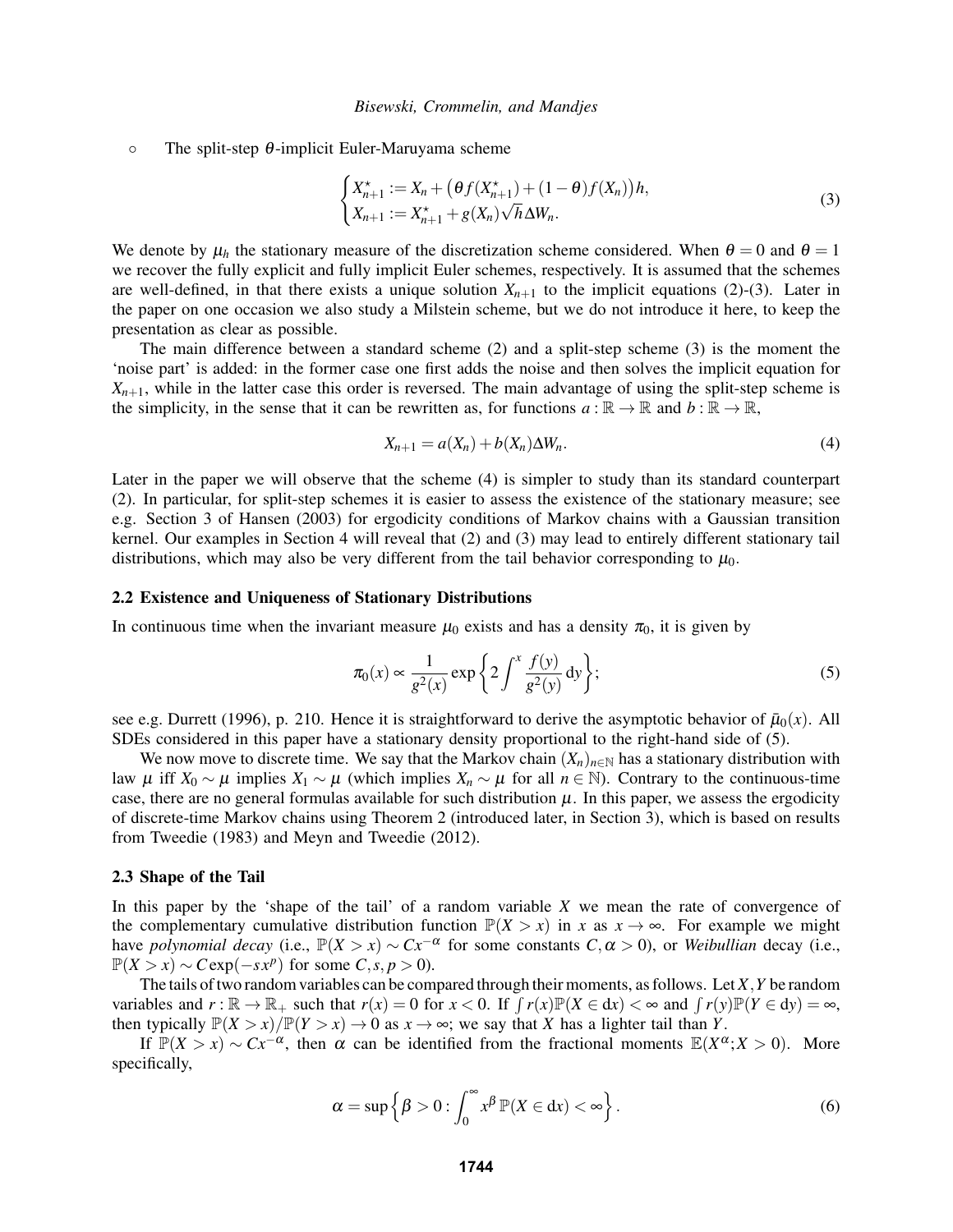- The split-step $\theta$-implicit Euler-Maruyama scheme

$$
\begin{cases} X_{n+1}^{\star} := X_n + \big(\theta f(X_{n+1}^{\star}) + (1-\theta) f(X_n)\big) h, \\ X_{n+1} := X_{n+1}^{\star} + g(X_n)\sqrt{h}\Delta W_n. \end{cases} \tag{3}
$$

We denote by $\mu_h$ the stationary measure of the discretization scheme considered. When $\theta = 0$ and $\theta = 1$ we recover the fully explicit and fully implicit Euler schemes, respectively. It is assumed that the schemes are well-defined, in that there exists a unique solution $X_{n+1}$ to the implicit equations (2)-(3). Later in the paper on one occasion we also study a Milstein scheme, but we do not introduce it here, to keep the presentation as clear as possible.

The main difference between a standard scheme (2) and a split-step scheme (3) is the moment the 'noise part' is added: in the former case one first adds the noise and then solves the implicit equation for $X_{n+1}$, while in the latter case this order is reversed. The main advantage of using the split-step scheme is the simplicity, in the sense that it can be rewritten as, for functions $a : \mathbb{R} \to \mathbb{R}$ and $b : \mathbb{R} \to \mathbb{R}$,

$$
X_{n+1} = a(X_n) + b(X_n)\Delta W_n. \tag{4}
$$

Later in the paper we will observe that the scheme (4) is simpler to study than its standard counterpart (2). In particular, for split-step schemes it is easier to assess the existence of the stationary measure; see e.g. Section 3 of Hansen (2003) for ergodicity conditions of Markov chains with a Gaussian transition kernel. Our examples in Section 4 will reveal that (2) and (3) may lead to entirely different stationary tail distributions, which may also be very different from the tail behavior corresponding to $\mu_0$.

### 2.2 Existence and Uniqueness of Stationary Distributions

In continuous time when the invariant measure $\mu_0$ exists and has a density $\pi_0$, it is given by

$$
\pi_0(x) \propto \frac{1}{g^2(x)} \exp\left\{ 2 \int^x \frac{f(y)}{g^2(y)}\, \mathrm{d}y \right\}; \tag{5}
$$

see e.g. Durrett (1996), p. 210. Hence it is straightforward to derive the asymptotic behavior of $\bar{\mu}_0(x)$. All SDEs considered in this paper have a stationary density proportional to the right-hand side of (5).

We now move to discrete time. We say that the Markov chain $(X_n)_{n\in\mathbb{N}}$ has a stationary distribution with law $\mu$ iff $X_0 \sim \mu$ implies $X_1 \sim \mu$ (which implies $X_n \sim \mu$ for all $n \in \mathbb{N}$). Contrary to the continuous-time case, there are no general formulas available for such distribution $\mu$. In this paper, we assess the ergodicity of discrete-time Markov chains using Theorem 2 (introduced later, in Section 3), which is based on results from Tweedie (1983) and Meyn and Tweedie (2012).

### 2.3 Shape of the Tail

In this paper by the 'shape of the tail' of a random variable $X$ we mean the rate of convergence of the complementary cumulative distribution function $\mathbb{P}(X > x)$ in $x$ as $x \to \infty$. For example we might have *polynomial decay* (i.e., $\mathbb{P}(X > x) \sim Cx^{-\alpha}$ for some constants $C, \alpha > 0$), or *Weibullian* decay (i.e., $\mathbb{P}(X > x) \sim C\exp(-sx^p)$ for some $C, s, p > 0$).

The tails of two random variables can be compared through their moments, as follows. Let $X, Y$ be random variables and $r : \mathbb{R} \to \mathbb{R}_+$ such that $r(x) = 0$ for $x < 0$. If $\int r(x)\mathbb{P}(X \in \mathrm{d}x) < \infty$ and $\int r(y)\mathbb{P}(Y \in \mathrm{d}y) = \infty$, then typically $\mathbb{P}(X > x)/\mathbb{P}(Y > x) \to 0$ as $x \to \infty$; we say that $X$ has a lighter tail than $Y$.

If $\mathbb{P}(X > x) \sim Cx^{-\alpha}$, then $\alpha$ can be identified from the fractional moments $\mathbb{E}(X^\alpha; X > 0)$. More specifically,

$$
\alpha = \sup\left\{ \beta > 0 : \int_0^\infty x^\beta\, \mathbb{P}(X \in \mathrm{d}x) < \infty \right\}. \tag{6}
$$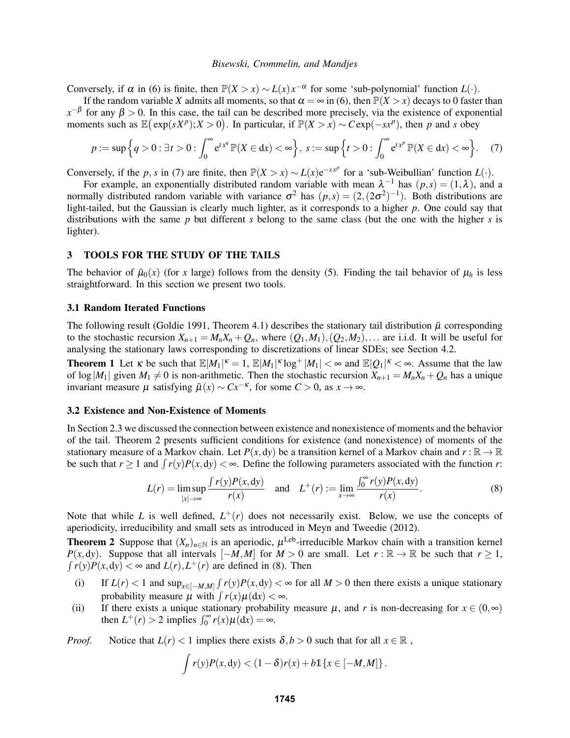Conversely, if $\alpha$ in (6) is finite, then $\mathbb{P}(X > x) \sim L(x)x^{-\alpha}$ for some 'sub-polynomial' function $L(\cdot)$.

If the random variable $X$ admits all moments, so that $\alpha = \infty$ in (6), then $\mathbb{P}(X > x)$ decays to 0 faster than $x^{-\beta}$ for any $\beta > 0$. In this case, the tail can be described more precisely, via the existence of exponential moments such as $\mathbb{E}\big(\exp(sX^p); X > 0\big)$. In particular, if $\mathbb{P}(X > x) \sim C\exp(-sx^p)$, then $p$ and $s$ obey

$$p := \sup\Big\{q > 0 : \exists t > 0 : \int_0^\infty \mathrm{e}^{t\,x^q}\,\mathbb{P}(X \in \mathrm{d}x) < \infty\Big\},\; s := \sup\Big\{t > 0 : \int_0^\infty \mathrm{e}^{t\,x^p}\,\mathbb{P}(X \in \mathrm{d}x) < \infty\Big\}. \quad (7)$$

Conversely, if the $p, s$ in (7) are finite, then $\mathbb{P}(X > x) \sim L(x)\mathrm{e}^{-sx^p}$ for a 'sub-Weibullian' function $L(\cdot)$.

For example, an exponentially distributed random variable with mean $\lambda^{-1}$ has $(p,s) = (1,\lambda)$, and a normally distributed random variable with variance $\sigma^2$ has $(p,s) = (2,(2\sigma^2)^{-1})$. Both distributions are light-tailed, but the Gaussian is clearly much lighter, as it corresponds to a higher $p$. One could say that distributions with the same $p$ but different $s$ belong to the same class (but the one with the higher $s$ is lighter).

## 3 TOOLS FOR THE STUDY OF THE TAILS

The behavior of $\bar{\mu}_0(x)$ (for $x$ large) follows from the density (5). Finding the tail behavior of $\mu_h$ is less straightforward. In this section we present two tools.

### 3.1 Random Iterated Functions

The following result (Goldie 1991, Theorem 4.1) describes the stationary tail distribution $\bar{\mu}$ corresponding to the stochastic recursion $X_{n+1} = M_n X_n + Q_n$, where $(Q_1,M_1),(Q_2,M_2),\ldots$ are i.i.d. It will be useful for analysing the stationary laws corresponding to discretizations of linear SDEs; see Section 4.2.

**Theorem 1** Let $\kappa$ be such that $\mathbb{E}|M_1|^\kappa = 1$, $\mathbb{E}|M_1|^\kappa \log^+|M_1| < \infty$ and $\mathbb{E}|Q_1|^\kappa < \infty$. Assume that the law of $\log|M_1|$ given $M_1 \neq 0$ is non-arithmetic. Then the stochastic recursion $X_{n+1} = M_n X_n + Q_n$ has a unique invariant measure $\mu$ satisfying $\bar{\mu}(x) \sim Cx^{-\kappa}$, for some $C > 0$, as $x \to \infty$.

### 3.2 Existence and Non-Existence of Moments

In Section 2.3 we discussed the connection between existence and nonexistence of moments and the behavior of the tail. Theorem 2 presents sufficient conditions for existence (and nonexistence) of moments of the stationary measure of a Markov chain. Let $P(x,\mathrm{d}y)$ be a transition kernel of a Markov chain and $r : \mathbb{R} \to \mathbb{R}$ be such that $r \geq 1$ and $\int r(y)P(x,\mathrm{d}y) < \infty$. Define the following parameters associated with the function $r$:

$$L(r) = \limsup_{|x|\to\infty} \frac{\int r(y)P(x,\mathrm{d}y)}{r(x)} \quad \text{and} \quad L^+(r) := \lim_{x\to\infty} \frac{\int_0^\infty r(y)P(x,\mathrm{d}y)}{r(x)}. \quad (8)$$

Note that while $L$ is well defined, $L^+(r)$ does not necessarily exist. Below, we use the concepts of aperiodicity, irreducibility and small sets as introduced in Meyn and Tweedie (2012).

**Theorem 2** Suppose that $(X_n)_{n\in\mathbb{N}}$ is an aperiodic, $\mu^{\mathrm{Leb}}$-irreducible Markov chain with a transition kernel $P(x,\mathrm{d}y)$. Suppose that all intervals $[-M,M]$ for $M > 0$ are small. Let $r : \mathbb{R} \to \mathbb{R}$ be such that $r \geq 1$, $\int r(y)P(x,\mathrm{d}y) < \infty$ and $L(r), L^+(r)$ are defined in (8). Then

- (i) If $L(r) < 1$ and $\sup_{x\in[-M,M]} \int r(y)P(x,\mathrm{d}y) < \infty$ for all $M > 0$ then there exists a unique stationary probability measure $\mu$ with $\int r(x)\mu(\mathrm{d}x) < \infty$.
- (ii) If there exists a unique stationary probability measure $\mu$, and $r$ is non-decreasing for $x \in (0,\infty)$ then $L^+(r) > 2$ implies $\int_0^\infty r(x)\mu(\mathrm{d}x) = \infty$.

*Proof.* Notice that $L(r) < 1$ implies there exists $\delta, b > 0$ such that for all $x \in \mathbb{R}$ ,

$$\int r(y)P(x,\mathrm{d}y) < (1-\delta)r(x) + b\mathbb{1}\{x \in [-M,M]\}.$$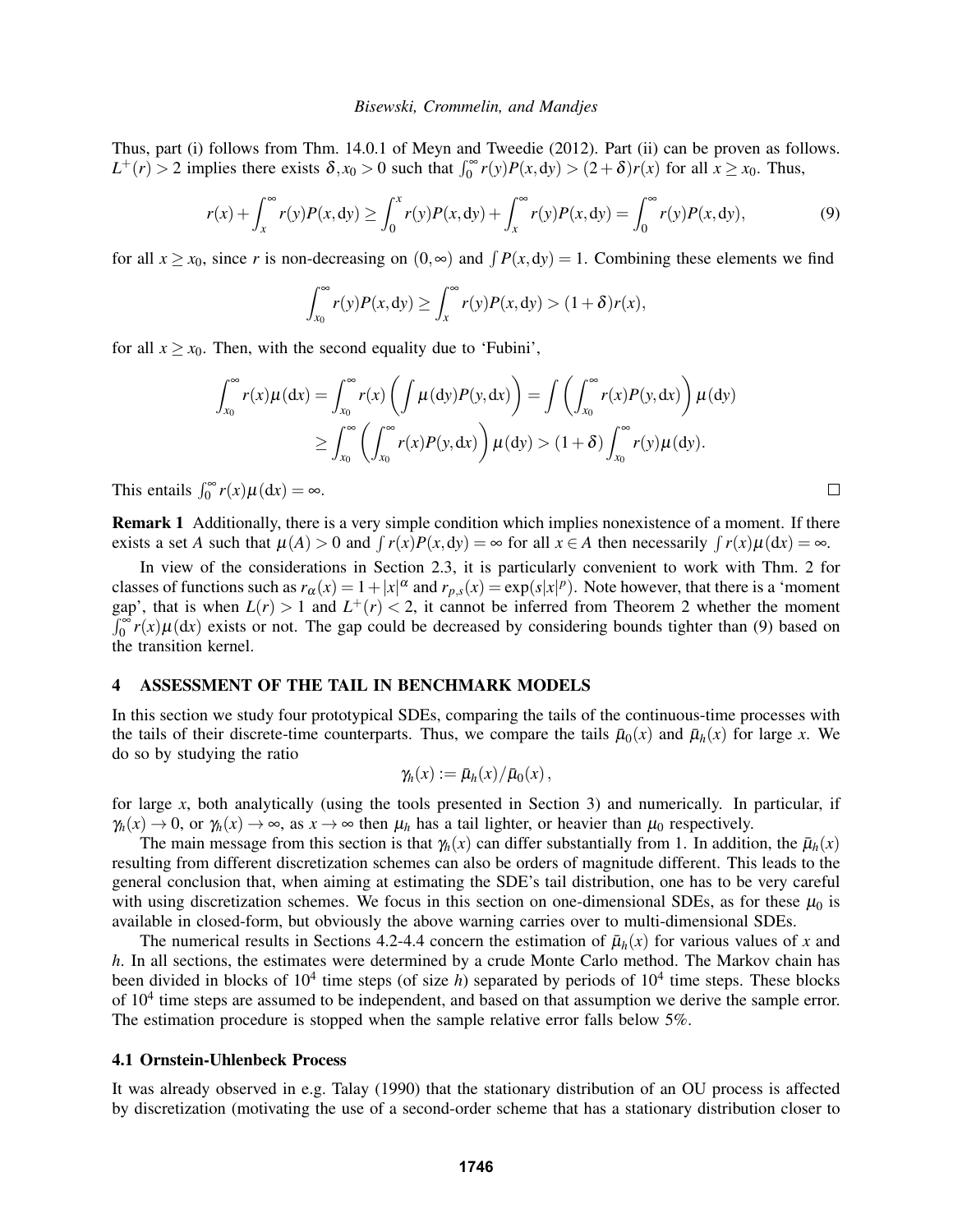Thus, part (i) follows from Thm. 14.0.1 of Meyn and Tweedie (2012). Part (ii) can be proven as follows. $L^+(r) > 2$ implies there exists $\delta, x_0 > 0$ such that $\int_0^\infty r(y)P(x,\mathrm{d}y) > (2+\delta)r(x)$ for all $x \geq x_0$. Thus,

$$r(x) + \int_x^\infty r(y)P(x,\mathrm{d}y) \geq \int_0^x r(y)P(x,\mathrm{d}y) + \int_x^\infty r(y)P(x,\mathrm{d}y) = \int_0^\infty r(y)P(x,\mathrm{d}y), \tag{9}$$

for all $x \geq x_0$, since $r$ is non-decreasing on $(0,\infty)$ and $\int P(x,\mathrm{d}y) = 1$. Combining these elements we find

$$\int_{x_0}^\infty r(y)P(x,\mathrm{d}y) \geq \int_x^\infty r(y)P(x,\mathrm{d}y) > (1+\delta)r(x),$$

for all $x \geq x_0$. Then, with the second equality due to 'Fubini',

$$\begin{aligned}
\int_{x_0}^\infty r(x)\mu(\mathrm{d}x) &= \int_{x_0}^\infty r(x)\left(\int \mu(\mathrm{d}y)P(y,\mathrm{d}x)\right) = \int \left(\int_{x_0}^\infty r(x)P(y,\mathrm{d}x)\right)\mu(\mathrm{d}y) \\
&\geq \int_{x_0}^\infty \left(\int_{x_0}^\infty r(x)P(y,\mathrm{d}x)\right)\mu(\mathrm{d}y) > (1+\delta)\int_{x_0}^\infty r(y)\mu(\mathrm{d}y).
\end{aligned}$$

This entails $\int_0^\infty r(x)\mu(\mathrm{d}x) = \infty$. □

**Remark 1** Additionally, there is a very simple condition which implies nonexistence of a moment. If there exists a set $A$ such that $\mu(A) > 0$ and $\int r(x)P(x,\mathrm{d}y) = \infty$ for all $x \in A$ then necessarily $\int r(x)\mu(\mathrm{d}x) = \infty$.

In view of the considerations in Section 2.3, it is particularly convenient to work with Thm. 2 for classes of functions such as $r_\alpha(x) = 1 + |x|^\alpha$ and $r_{p,s}(x) = \exp(s|x|^p)$. Note however, that there is a 'moment gap', that is when $L(r) > 1$ and $L^+(r) < 2$, it cannot be inferred from Theorem 2 whether the moment $\int_0^\infty r(x)\mu(\mathrm{d}x)$ exists or not. The gap could be decreased by considering bounds tighter than (9) based on the transition kernel.

## 4 ASSESSMENT OF THE TAIL IN BENCHMARK MODELS

In this section we study four prototypical SDEs, comparing the tails of the continuous-time processes with the tails of their discrete-time counterparts. Thus, we compare the tails $\bar{\mu}_0(x)$ and $\bar{\mu}_h(x)$ for large $x$. We do so by studying the ratio

$$\gamma_h(x) := \bar{\mu}_h(x)/\bar{\mu}_0(x)\,,$$

for large $x$, both analytically (using the tools presented in Section 3) and numerically. In particular, if $\gamma_h(x) \to 0$, or $\gamma_h(x) \to \infty$, as $x \to \infty$ then $\mu_h$ has a tail lighter, or heavier than $\mu_0$ respectively.

The main message from this section is that $\gamma_h(x)$ can differ substantially from 1. In addition, the $\bar{\mu}_h(x)$ resulting from different discretization schemes can also be orders of magnitude different. This leads to the general conclusion that, when aiming at estimating the SDE's tail distribution, one has to be very careful with using discretization schemes. We focus in this section on one-dimensional SDEs, as for these $\mu_0$ is available in closed-form, but obviously the above warning carries over to multi-dimensional SDEs.

The numerical results in Sections 4.2-4.4 concern the estimation of $\bar{\mu}_h(x)$ for various values of $x$ and $h$. In all sections, the estimates were determined by a crude Monte Carlo method. The Markov chain has been divided in blocks of $10^4$ time steps (of size $h$) separated by periods of $10^4$ time steps. These blocks of $10^4$ time steps are assumed to be independent, and based on that assumption we derive the sample error. The estimation procedure is stopped when the sample relative error falls below 5%.

### 4.1 Ornstein-Uhlenbeck Process

It was already observed in e.g. Talay (1990) that the stationary distribution of an OU process is affected by discretization (motivating the use of a second-order scheme that has a stationary distribution closer to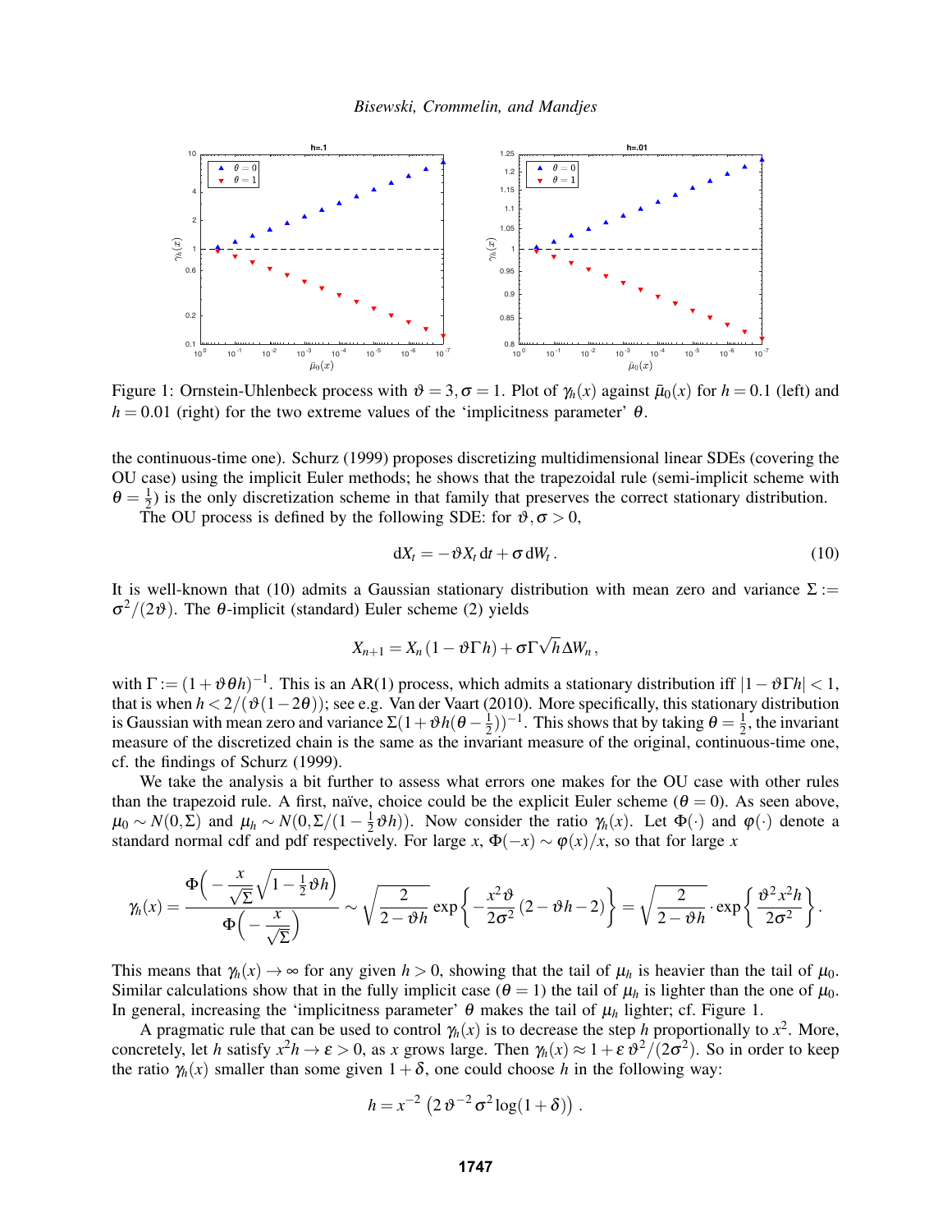Figure 1: Ornstein-Uhlenbeck process with $\vartheta = 3, \sigma = 1$. Plot of $\gamma_h(x)$ against $\bar{\mu}_0(x)$ for $h = 0.1$ (left) and $h = 0.01$ (right) for the two extreme values of the 'implicitness parameter' $\theta$.

the continuous-time one). Schurz (1999) proposes discretizing multidimensional linear SDEs (covering the OU case) using the implicit Euler methods; he shows that the trapezoidal rule (semi-implicit scheme with $\theta = \frac{1}{2}$) is the only discretization scheme in that family that preserves the correct stationary distribution.

The OU process is defined by the following SDE: for $\vartheta, \sigma > 0$,

$$\mathrm{d}X_t = -\vartheta X_t \,\mathrm{d}t + \sigma \,\mathrm{d}W_t \,. \tag{10}$$

It is well-known that (10) admits a Gaussian stationary distribution with mean zero and variance $\Sigma := \sigma^2/(2\vartheta)$. The $\theta$-implicit (standard) Euler scheme (2) yields

$$X_{n+1} = X_n \left(1 - \vartheta \Gamma h\right) + \sigma \Gamma \sqrt{h} \Delta W_n \,,$$

with $\Gamma := (1 + \vartheta \theta h)^{-1}$. This is an AR(1) process, which admits a stationary distribution iff $|1 - \vartheta \Gamma h| < 1$, that is when $h < 2/(\vartheta(1 - 2\theta))$; see e.g. Van der Vaart (2010). More specifically, this stationary distribution is Gaussian with mean zero and variance $\Sigma(1 + \vartheta h(\theta - \frac{1}{2}))^{-1}$. This shows that by taking $\theta = \frac{1}{2}$, the invariant measure of the discretized chain is the same as the invariant measure of the original, continuous-time one, cf. the findings of Schurz (1999).

We take the analysis a bit further to assess what errors one makes for the OU case with other rules than the trapezoid rule. A first, naïve, choice could be the explicit Euler scheme ($\theta = 0$). As seen above, $\mu_0 \sim N(0, \Sigma)$ and $\mu_h \sim N(0, \Sigma/(1 - \frac{1}{2}\vartheta h))$. Now consider the ratio $\gamma_h(x)$. Let $\Phi(\cdot)$ and $\varphi(\cdot)$ denote a standard normal cdf and pdf respectively. For large $x$, $\Phi(-x) \sim \varphi(x)/x$, so that for large $x$

$$\gamma_h(x) = \frac{\Phi\Big(-\frac{x}{\sqrt{\Sigma}}\sqrt{1 - \frac{1}{2}\vartheta h}\Big)}{\Phi\Big(-\frac{x}{\sqrt{\Sigma}}\Big)} \sim \sqrt{\frac{2}{2 - \vartheta h}} \exp\left\{-\frac{x^2 \vartheta}{2\sigma^2}\left(2 - \vartheta h - 2\right)\right\} = \sqrt{\frac{2}{2 - \vartheta h}} \cdot \exp\left\{\frac{\vartheta^2 x^2 h}{2\sigma^2}\right\}.$$

This means that $\gamma_h(x) \to \infty$ for any given $h > 0$, showing that the tail of $\mu_h$ is heavier than the tail of $\mu_0$. Similar calculations show that in the fully implicit case ($\theta = 1$) the tail of $\mu_h$ is lighter than the one of $\mu_0$. In general, increasing the 'implicitness parameter' $\theta$ makes the tail of $\mu_h$ lighter; cf. Figure 1.

A pragmatic rule that can be used to control $\gamma_h(x)$ is to decrease the step $h$ proportionally to $x^2$. More, concretely, let $h$ satisfy $x^2 h \to \varepsilon > 0$, as $x$ grows large. Then $\gamma_h(x) \approx 1 + \varepsilon\, \vartheta^2/(2\sigma^2)$. So in order to keep the ratio $\gamma_h(x)$ smaller than some given $1 + \delta$, one could choose $h$ in the following way:

$$h = x^{-2}\,\left(2\,\vartheta^{-2}\sigma^2 \log(1 + \delta)\right).$$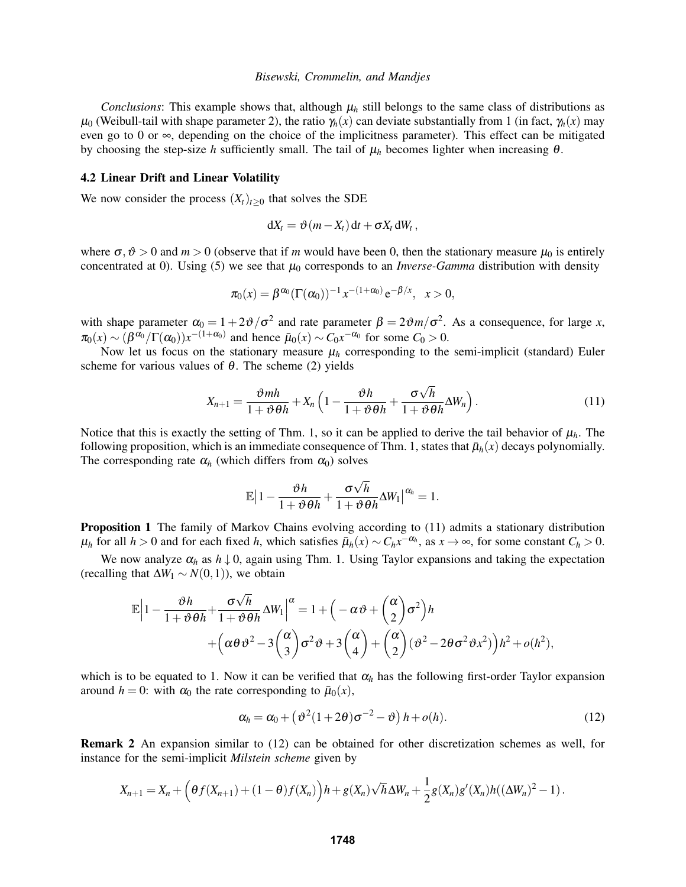*Conclusions*: This example shows that, although $\mu_h$ still belongs to the same class of distributions as $\mu_0$ (Weibull-tail with shape parameter 2), the ratio $\gamma_h(x)$ can deviate substantially from 1 (in fact, $\gamma_h(x)$ may even go to 0 or $\infty$, depending on the choice of the implicitness parameter). This effect can be mitigated by choosing the step-size $h$ sufficiently small. The tail of $\mu_h$ becomes lighter when increasing $\theta$.

### 4.2 Linear Drift and Linear Volatility

We now consider the process $(X_t)_{t\geq 0}$ that solves the SDE

$$\mathrm{d}X_t = \vartheta(m - X_t)\,\mathrm{d}t + \sigma X_t\,\mathrm{d}W_t\,,$$

where $\sigma, \vartheta > 0$ and $m > 0$ (observe that if $m$ would have been 0, then the stationary measure $\mu_0$ is entirely concentrated at 0). Using (5) we see that $\mu_0$ corresponds to an *Inverse-Gamma* distribution with density

$$\pi_0(x) = \beta^{\alpha_0}(\Gamma(\alpha_0))^{-1}x^{-(1+\alpha_0)}\,\mathrm{e}^{-\beta/x}, \quad x > 0,$$

with shape parameter $\alpha_0 = 1 + 2\vartheta/\sigma^2$ and rate parameter $\beta = 2\vartheta m/\sigma^2$. As a consequence, for large $x$, $\pi_0(x) \sim (\beta^{\alpha_0}/\Gamma(\alpha_0))x^{-(1+\alpha_0)}$ and hence $\bar{\mu}_0(x) \sim C_0 x^{-\alpha_0}$ for some $C_0 > 0$.

Now let us focus on the stationary measure $\mu_h$ corresponding to the semi-implicit (standard) Euler scheme for various values of $\theta$. The scheme (2) yields

$$X_{n+1} = \frac{\vartheta m h}{1+\vartheta\theta h} + X_n\left(1 - \frac{\vartheta h}{1+\vartheta\theta h} + \frac{\sigma\sqrt{h}}{1+\vartheta\theta h}\Delta W_n\right). \tag{11}$$

Notice that this is exactly the setting of Thm. 1, so it can be applied to derive the tail behavior of $\mu_h$. The following proposition, which is an immediate consequence of Thm. 1, states that $\bar{\mu}_h(x)$ decays polynomially. The corresponding rate $\alpha_h$ (which differs from $\alpha_0$) solves

$$\mathbb{E}\Big|1 - \frac{\vartheta h}{1+\vartheta\theta h} + \frac{\sigma\sqrt{h}}{1+\vartheta\theta h}\Delta W_1\Big|^{\alpha_h} = 1.$$

**Proposition 1** The family of Markov Chains evolving according to (11) admits a stationary distribution $\mu_h$ for all $h > 0$ and for each fixed $h$, which satisfies $\bar{\mu}_h(x) \sim C_h x^{-\alpha_h}$, as $x \to \infty$, for some constant $C_h > 0$.

We now analyze $\alpha_h$ as $h \downarrow 0$, again using Thm. 1. Using Taylor expansions and taking the expectation (recalling that $\Delta W_1 \sim N(0,1)$), we obtain

$$\begin{aligned}\mathbb{E}\Big|1 - \frac{\vartheta h}{1+\vartheta\theta h} + \frac{\sigma\sqrt{h}}{1+\vartheta\theta h}\Delta W_1\Big|^{\alpha} &= 1 + \Big(-\alpha\vartheta + \binom{\alpha}{2}\sigma^2\Big)h \\ &\quad + \Big(\alpha\theta\vartheta^2 - 3\binom{\alpha}{3}\sigma^2\vartheta + 3\binom{\alpha}{4} + \binom{\alpha}{2}(\vartheta^2 - 2\theta\sigma^2\vartheta x^2)\Big)h^2 + o(h^2),\end{aligned}$$

which is to be equated to 1. Now it can be verified that $\alpha_h$ has the following first-order Taylor expansion around $h = 0$: with $\alpha_0$ the rate corresponding to $\bar{\mu}_0(x)$,

$$\alpha_h = \alpha_0 + \left(\vartheta^2(1+2\theta)\sigma^{-2} - \vartheta\right)h + o(h). \tag{12}$$

**Remark 2** An expansion similar to (12) can be obtained for other discretization schemes as well, for instance for the semi-implicit *Milstein scheme* given by

$$X_{n+1} = X_n + \Big(\theta f(X_{n+1}) + (1-\theta)f(X_n)\Big)h + g(X_n)\sqrt{h}\Delta W_n + \frac{1}{2}g(X_n)g'(X_n)h((\Delta W_n)^2 - 1)\,.$$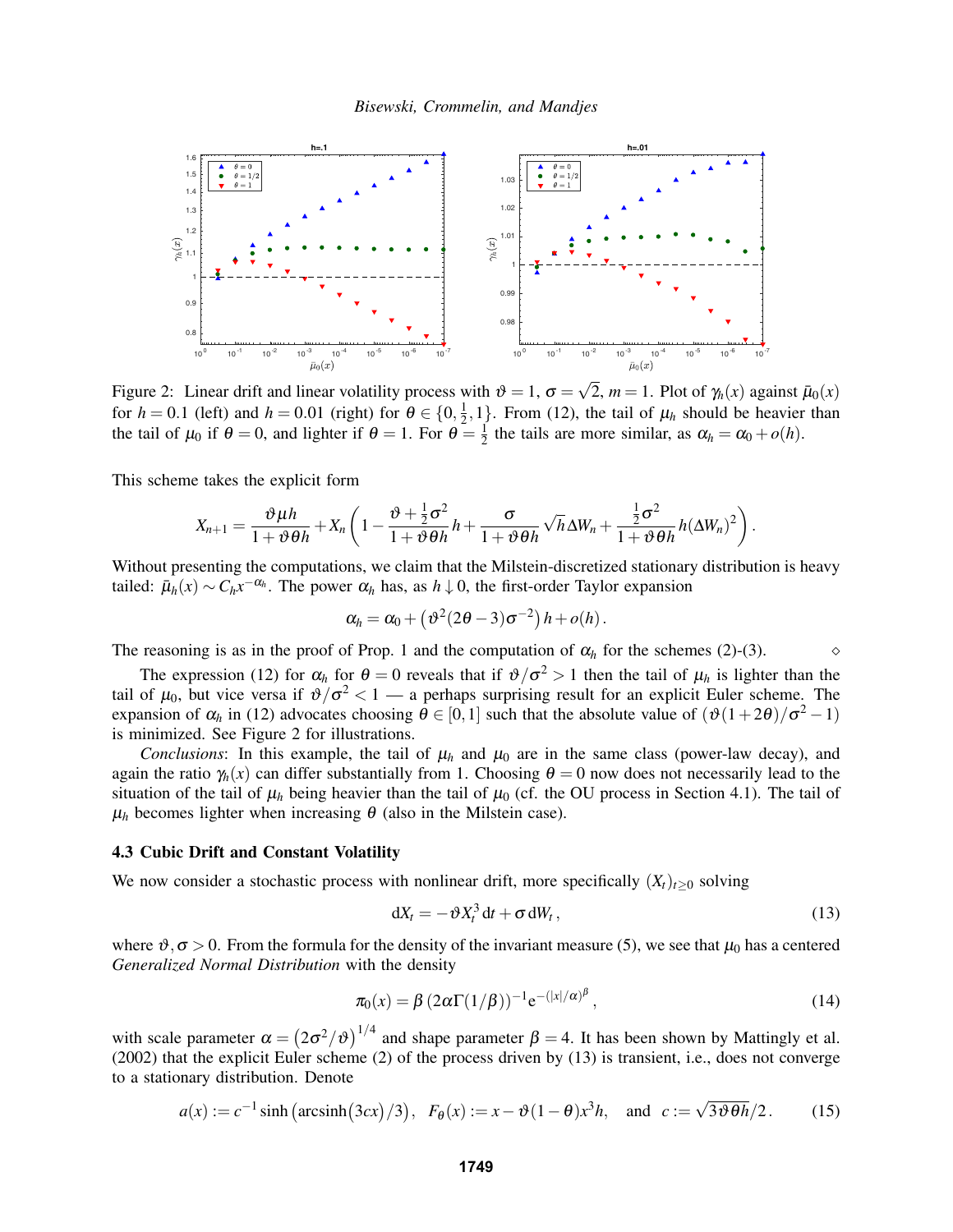Figure 2: Linear drift and linear volatility process with $\vartheta = 1$, $\sigma = \sqrt{2}$, $m = 1$. Plot of $\gamma_h(x)$ against $\bar{\mu}_0(x)$ for $h = 0.1$ (left) and $h = 0.01$ (right) for $\theta \in \{0, \frac{1}{2}, 1\}$. From (12), the tail of $\mu_h$ should be heavier than the tail of $\mu_0$ if $\theta = 0$, and lighter if $\theta = 1$. For $\theta = \frac{1}{2}$ the tails are more similar, as $\alpha_h = \alpha_0 + o(h)$.

This scheme takes the explicit form

$$X_{n+1} = \frac{\vartheta \mu h}{1 + \vartheta \theta h} + X_n \left( 1 - \frac{\vartheta + \frac{1}{2}\sigma^2}{1 + \vartheta \theta h} h + \frac{\sigma}{1 + \vartheta \theta h} \sqrt{h} \Delta W_n + \frac{\frac{1}{2}\sigma^2}{1 + \vartheta \theta h} h (\Delta W_n)^2 \right).$$

Without presenting the computations, we claim that the Milstein-discretized stationary distribution is heavy tailed: $\bar{\mu}_h(x) \sim C_h x^{-\alpha_h}$. The power $\alpha_h$ has, as $h \downarrow 0$, the first-order Taylor expansion

$$\alpha_h = \alpha_0 + \left( \vartheta^2 (2\theta - 3) \sigma^{-2} \right) h + o(h).$$

The reasoning is as in the proof of Prop. 1 and the computation of $\alpha_h$ for the schemes (2)-(3). $\diamond$

The expression (12) for $\alpha_h$ for $\theta = 0$ reveals that if $\vartheta/\sigma^2 > 1$ then the tail of $\mu_h$ is lighter than the tail of $\mu_0$, but vice versa if $\vartheta/\sigma^2 < 1$ — a perhaps surprising result for an explicit Euler scheme. The expansion of $\alpha_h$ in (12) advocates choosing $\theta \in [0,1]$ such that the absolute value of $(\vartheta(1+2\theta)/\sigma^2 - 1)$ is minimized. See Figure 2 for illustrations.

*Conclusions*: In this example, the tail of $\mu_h$ and $\mu_0$ are in the same class (power-law decay), and again the ratio $\gamma_h(x)$ can differ substantially from 1. Choosing $\theta = 0$ now does not necessarily lead to the situation of the tail of $\mu_h$ being heavier than the tail of $\mu_0$ (cf. the OU process in Section 4.1). The tail of $\mu_h$ becomes lighter when increasing $\theta$ (also in the Milstein case).

### 4.3 Cubic Drift and Constant Volatility

We now consider a stochastic process with nonlinear drift, more specifically $(X_t)_{t \geq 0}$ solving

$$\mathrm{d}X_t = -\vartheta X_t^3 \,\mathrm{d}t + \sigma \,\mathrm{d}W_t, \tag{13}$$

where $\vartheta, \sigma > 0$. From the formula for the density of the invariant measure (5), we see that $\mu_0$ has a centered *Generalized Normal Distribution* with the density

$$\pi_0(x) = \beta \left( 2\alpha \Gamma(1/\beta) \right)^{-1} \mathrm{e}^{-(|x|/\alpha)^\beta}, \tag{14}$$

with scale parameter $\alpha = \left( 2\sigma^2/\vartheta \right)^{1/4}$ and shape parameter $\beta = 4$. It has been shown by Mattingly et al. (2002) that the explicit Euler scheme (2) of the process driven by (13) is transient, i.e., does not converge to a stationary distribution. Denote

$$a(x) := c^{-1} \sinh\left( \operatorname{arcsinh}(3cx)/3 \right), \quad F_\theta(x) := x - \vartheta(1-\theta) x^3 h, \quad \text{and} \quad c := \sqrt{3\vartheta\theta h}/2. \tag{15}$$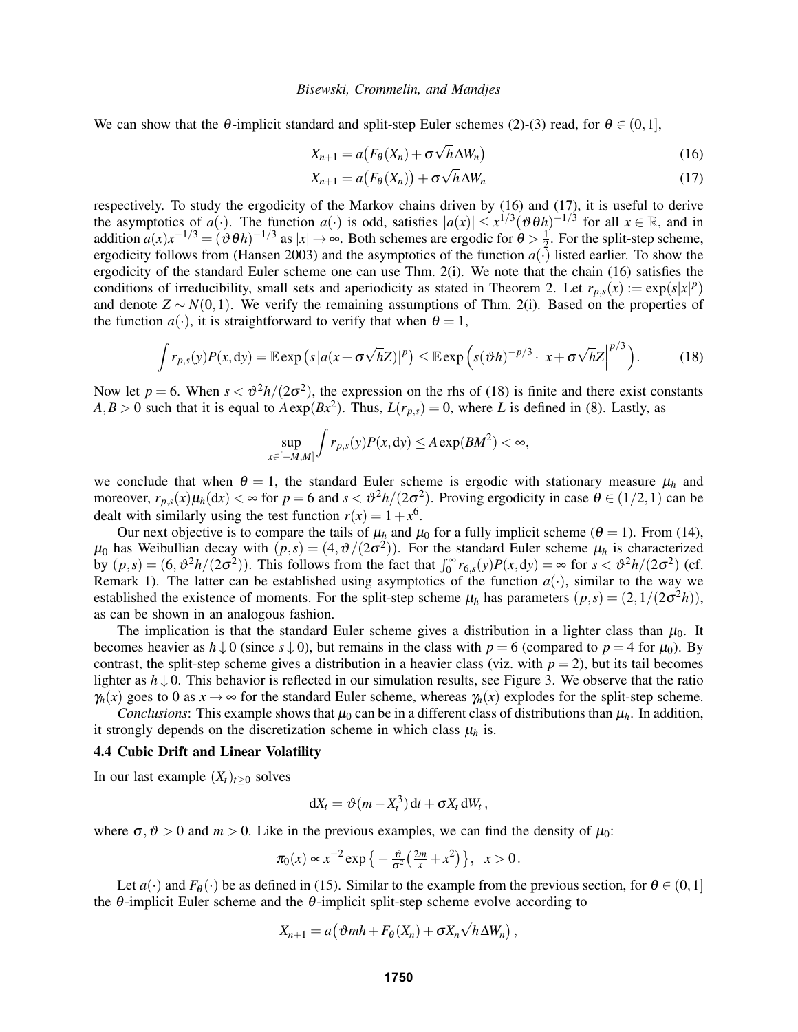We can show that the $\theta$-implicit standard and split-step Euler schemes (2)-(3) read, for $\theta \in (0,1]$,

$$X_{n+1} = a\big(F_\theta(X_n) + \sigma\sqrt{h}\Delta W_n\big) \tag{16}$$

$$X_{n+1} = a\big(F_\theta(X_n)\big) + \sigma\sqrt{h}\Delta W_n \tag{17}$$

respectively. To study the ergodicity of the Markov chains driven by (16) and (17), it is useful to derive the asymptotics of $a(\cdot)$. The function $a(\cdot)$ is odd, satisfies $|a(x)| \leq x^{1/3}(\vartheta\theta h)^{-1/3}$ for all $x \in \mathbb{R}$, and in addition $a(x)x^{-1/3} = (\vartheta\theta h)^{-1/3}$ as $|x| \to \infty$. Both schemes are ergodic for $\theta > \frac{1}{2}$. For the split-step scheme, ergodicity follows from (Hansen 2003) and the asymptotics of the function $a(\cdot)$ listed earlier. To show the ergodicity of the standard Euler scheme one can use Thm. 2(i). We note that the chain (16) satisfies the conditions of irreducibility, small sets and aperiodicity as stated in Theorem 2. Let $r_{p,s}(x) := \exp(s|x|^p)$ and denote $Z \sim N(0,1)$. We verify the remaining assumptions of Thm. 2(i). Based on the properties of the function $a(\cdot)$, it is straightforward to verify that when $\theta = 1$,

$$\int r_{p,s}(y)P(x,\mathrm{d}y) = \mathbb{E}\exp\big(s\,|a(x+\sigma\sqrt{h}Z)|^p\big) \leq \mathbb{E}\exp\Big(s(\vartheta h)^{-p/3}\cdot\Big|x+\sigma\sqrt{h}Z\Big|^{p/3}\Big). \tag{18}$$

Now let $p = 6$. When $s < \vartheta^2 h/(2\sigma^2)$, the expression on the rhs of (18) is finite and there exist constants $A, B > 0$ such that it is equal to $A\exp(Bx^2)$. Thus, $L(r_{p,s}) = 0$, where $L$ is defined in (8). Lastly, as

$$\sup_{x\in[-M,M]} \int r_{p,s}(y)P(x,\mathrm{d}y) \leq A\exp(BM^2) < \infty,$$

we conclude that when $\theta = 1$, the standard Euler scheme is ergodic with stationary measure $\mu_h$ and moreover, $r_{p,s}(x)\mu_h(\mathrm{d}x) < \infty$ for $p = 6$ and $s < \vartheta^2 h/(2\sigma^2)$. Proving ergodicity in case $\theta \in (1/2,1)$ can be dealt with similarly using the test function $r(x) = 1 + x^6$.

Our next objective is to compare the tails of $\mu_h$ and $\mu_0$ for a fully implicit scheme ($\theta = 1$). From (14), $\mu_0$ has Weibullian decay with $(p,s) = (4, \vartheta/(2\sigma^2))$. For the standard Euler scheme $\mu_h$ is characterized by $(p,s) = (6, \vartheta^2 h/(2\sigma^2))$. This follows from the fact that $\int_0^\infty r_{6,s}(y)P(x,\mathrm{d}y) = \infty$ for $s < \vartheta^2 h/(2\sigma^2)$ (cf. Remark 1). The latter can be established using asymptotics of the function $a(\cdot)$, similar to the way we established the existence of moments. For the split-step scheme $\mu_h$ has parameters $(p,s) = (2, 1/(2\sigma^2 h))$, as can be shown in an analogous fashion.

The implication is that the standard Euler scheme gives a distribution in a lighter class than $\mu_0$. It becomes heavier as $h \downarrow 0$ (since $s \downarrow 0$), but remains in the class with $p = 6$ (compared to $p = 4$ for $\mu_0$). By contrast, the split-step scheme gives a distribution in a heavier class (viz. with $p = 2$), but its tail becomes lighter as $h \downarrow 0$. This behavior is reflected in our simulation results, see Figure 3. We observe that the ratio $\gamma_h(x)$ goes to 0 as $x \to \infty$ for the standard Euler scheme, whereas $\gamma_h(x)$ explodes for the split-step scheme.

*Conclusions*: This example shows that $\mu_0$ can be in a different class of distributions than $\mu_h$. In addition, it strongly depends on the discretization scheme in which class $\mu_h$ is.

### 4.4 Cubic Drift and Linear Volatility

In our last example $(X_t)_{t\geq 0}$ solves

$$\mathrm{d}X_t = \vartheta(m - X_t^3)\,\mathrm{d}t + \sigma X_t\,\mathrm{d}W_t\,,$$

where $\sigma, \vartheta > 0$ and $m > 0$. Like in the previous examples, we can find the density of $\mu_0$:

$$\pi_0(x) \propto x^{-2}\exp\big\{-\tfrac{\vartheta}{\sigma^2}\big(\tfrac{2m}{x} + x^2\big)\big\}, \quad x > 0\,.$$

Let $a(\cdot)$ and $F_\theta(\cdot)$ be as defined in (15). Similar to the example from the previous section, for $\theta \in (0,1]$ the $\theta$-implicit Euler scheme and the $\theta$-implicit split-step scheme evolve according to

$$X_{n+1} = a\big(\vartheta mh + F_\theta(X_n) + \sigma X_n\sqrt{h}\Delta W_n\big)\,,$$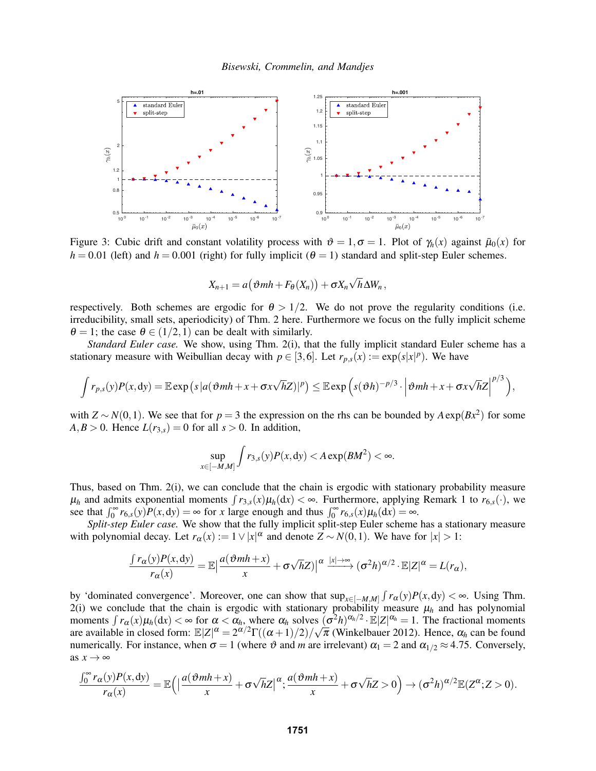Figure 3: Cubic drift and constant volatility process with $\vartheta = 1, \sigma = 1$. Plot of $\gamma_h(x)$ against $\bar{\mu}_0(x)$ for $h = 0.01$ (left) and $h = 0.001$ (right) for fully implicit ($\theta = 1$) standard and split-step Euler schemes.

$$X_{n+1} = a\big(\vartheta mh + F_\theta(X_n)\big) + \sigma X_n\sqrt{h}\Delta W_n\,,$$

respectively. Both schemes are ergodic for $\theta > 1/2$. We do not prove the regularity conditions (i.e. irreducibility, small sets, aperiodicity) of Thm. 2 here. Furthermore we focus on the fully implicit scheme $\theta = 1$; the case $\theta \in (1/2, 1)$ can be dealt with similarly.

*Standard Euler case.* We show, using Thm. 2(i), that the fully implicit standard Euler scheme has a stationary measure with Weibullian decay with $p \in [3,6]$. Let $r_{p,s}(x) := \exp(s|x|^p)$. We have

$$\int r_{p,s}(y)P(x,\mathrm{d}y) = \mathbb{E}\exp\big(s\,|a(\vartheta mh + x + \sigma x\sqrt{h}Z)|^p\big) \leq \mathbb{E}\exp\left(s(\vartheta h)^{-p/3}\cdot\left|\vartheta mh + x + \sigma x\sqrt{h}Z\right|^{p/3}\right),$$

with $Z \sim N(0,1)$. We see that for $p = 3$ the expression on the rhs can be bounded by $A\exp(Bx^2)$ for some $A, B > 0$. Hence $L(r_{3,s}) = 0$ for all $s > 0$. In addition,

$$\sup_{x\in[-M,M]}\int r_{3,s}(y)P(x,\mathrm{d}y) < A\exp(BM^2) < \infty.$$

Thus, based on Thm. 2(i), we can conclude that the chain is ergodic with stationary probability measure $\mu_h$ and admits exponential moments $\int r_{3,s}(x)\mu_h(\mathrm{d}x) < \infty$. Furthermore, applying Remark 1 to $r_{6,s}(\cdot)$, we see that $\int_0^\infty r_{6,s}(y)P(x,\mathrm{d}y) = \infty$ for $x$ large enough and thus $\int_0^\infty r_{6,s}(x)\mu_h(\mathrm{d}x) = \infty$.

*Split-step Euler case.* We show that the fully implicit split-step Euler scheme has a stationary measure with polynomial decay. Let $r_\alpha(x) := 1 \vee |x|^\alpha$ and denote $Z \sim N(0,1)$. We have for $|x| > 1$:

$$\frac{\int r_\alpha(y)P(x,\mathrm{d}y)}{r_\alpha(x)} = \mathbb{E}\Big|\frac{a(\vartheta mh + x)}{x} + \sigma\sqrt{h}Z)\Big|^\alpha \xrightarrow{|x|\to\infty} (\sigma^2 h)^{\alpha/2}\cdot\mathbb{E}|Z|^\alpha = L(r_\alpha),$$

by 'dominated convergence'. Moreover, one can show that $\sup_{x\in[-M,M]}\int r_\alpha(y)P(x,\mathrm{d}y) < \infty$. Using Thm. 2(i) we conclude that the chain is ergodic with stationary probability measure $\mu_h$ and has polynomial moments $\int r_\alpha(x)\mu_h(\mathrm{d}x) < \infty$ for $\alpha < \alpha_h$, where $\alpha_h$ solves $(\sigma^2 h)^{\alpha_h/2}\cdot\mathbb{E}|Z|^{\alpha_h} = 1$. The fractional moments are available in closed form: $\mathbb{E}|Z|^\alpha = 2^{\alpha/2}\Gamma((\alpha+1)/2)/\sqrt{\pi}$ (Winkelbauer 2012). Hence, $\alpha_h$ can be found numerically. For instance, when $\sigma = 1$ (where $\vartheta$ and $m$ are irrelevant) $\alpha_1 = 2$ and $\alpha_{1/2} \approx 4.75$. Conversely, as $x \to \infty$

$$\frac{\int_0^\infty r_\alpha(y)P(x,\mathrm{d}y)}{r_\alpha(x)} = \mathbb{E}\Big(\Big|\frac{a(\vartheta mh + x)}{x} + \sigma\sqrt{h}Z\Big|^\alpha; \frac{a(\vartheta mh + x)}{x} + \sigma\sqrt{h}Z > 0\Big) \to (\sigma^2 h)^{\alpha/2}\mathbb{E}(Z^\alpha; Z > 0).$$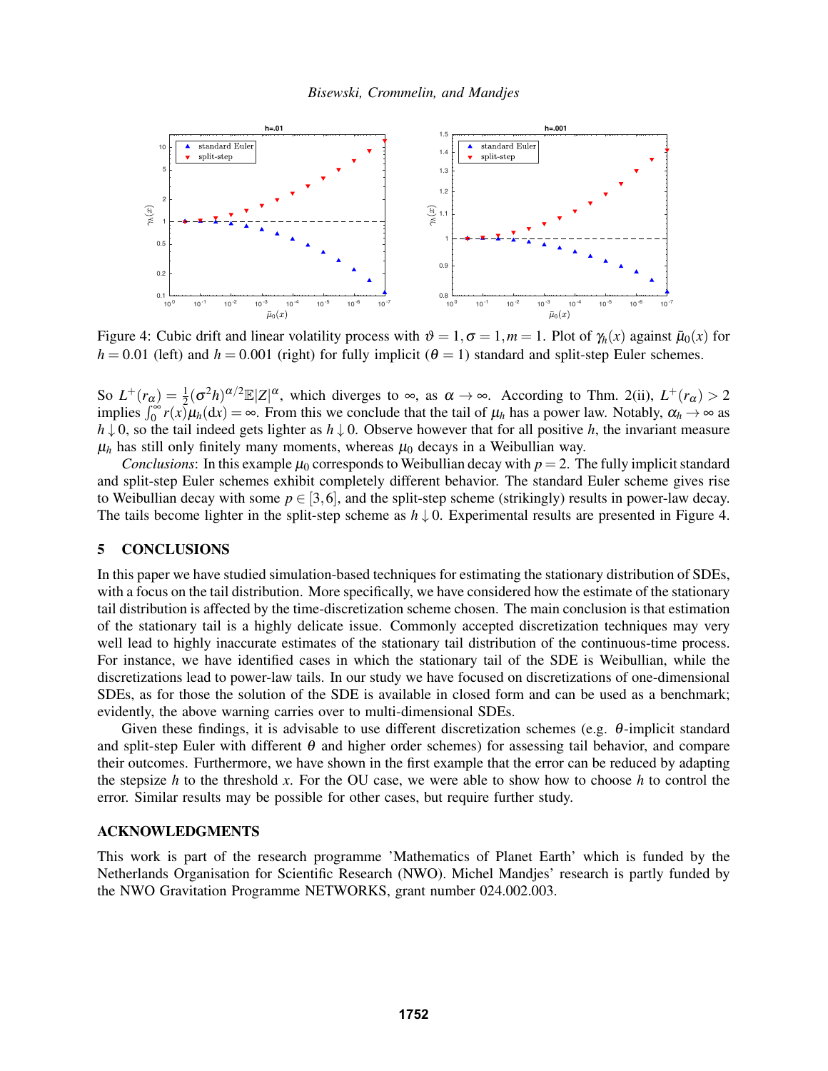Figure 4: Cubic drift and linear volatility process with $\vartheta = 1, \sigma = 1, m = 1$. Plot of $\gamma_h(x)$ against $\bar{\mu}_0(x)$ for $h = 0.01$ (left) and $h = 0.001$ (right) for fully implicit ($\theta = 1$) standard and split-step Euler schemes.

So $L^+(r_\alpha) = \frac{1}{2}(\sigma^2 h)^{\alpha/2}\mathbb{E}|Z|^\alpha$, which diverges to $\infty$, as $\alpha \to \infty$. According to Thm. 2(ii), $L^+(r_\alpha) > 2$ implies $\int_0^\infty r(x)\mu_h(\mathrm{d}x) = \infty$. From this we conclude that the tail of $\mu_h$ has a power law. Notably, $\alpha_h \to \infty$ as $h \downarrow 0$, so the tail indeed gets lighter as $h \downarrow 0$. Observe however that for all positive $h$, the invariant measure $\mu_h$ has still only finitely many moments, whereas $\mu_0$ decays in a Weibullian way.

*Conclusions*: In this example $\mu_0$ corresponds to Weibullian decay with $p = 2$. The fully implicit standard and split-step Euler schemes exhibit completely different behavior. The standard Euler scheme gives rise to Weibullian decay with some $p \in [3,6]$, and the split-step scheme (strikingly) results in power-law decay. The tails become lighter in the split-step scheme as $h \downarrow 0$. Experimental results are presented in Figure 4.

## 5 CONCLUSIONS

In this paper we have studied simulation-based techniques for estimating the stationary distribution of SDEs, with a focus on the tail distribution. More specifically, we have considered how the estimate of the stationary tail distribution is affected by the time-discretization scheme chosen. The main conclusion is that estimation of the stationary tail is a highly delicate issue. Commonly accepted discretization techniques may very well lead to highly inaccurate estimates of the stationary tail distribution of the continuous-time process. For instance, we have identified cases in which the stationary tail of the SDE is Weibullian, while the discretizations lead to power-law tails. In our study we have focused on discretizations of one-dimensional SDEs, as for those the solution of the SDE is available in closed form and can be used as a benchmark; evidently, the above warning carries over to multi-dimensional SDEs.

Given these findings, it is advisable to use different discretization schemes (e.g. $\theta$-implicit standard and split-step Euler with different $\theta$ and higher order schemes) for assessing tail behavior, and compare their outcomes. Furthermore, we have shown in the first example that the error can be reduced by adapting the stepsize $h$ to the threshold $x$. For the OU case, we were able to show how to choose $h$ to control the error. Similar results may be possible for other cases, but require further study.

## ACKNOWLEDGMENTS

This work is part of the research programme 'Mathematics of Planet Earth' which is funded by the Netherlands Organisation for Scientific Research (NWO). Michel Mandjes' research is partly funded by the NWO Gravitation Programme NETWORKS, grant number 024.002.003.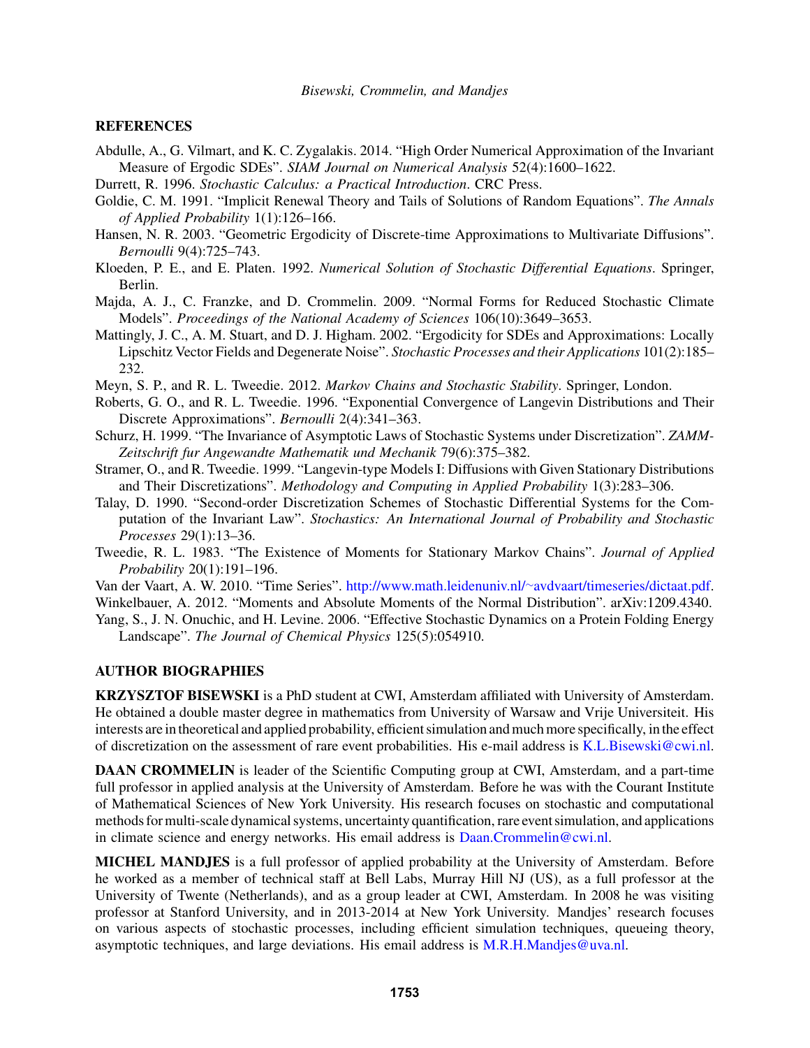## REFERENCES

Abdulle, A., G. Vilmart, and K. C. Zygalakis. 2014. "High Order Numerical Approximation of the Invariant Measure of Ergodic SDEs". *SIAM Journal on Numerical Analysis* 52(4):1600–1622.

Durrett, R. 1996. *Stochastic Calculus: a Practical Introduction*. CRC Press.

Goldie, C. M. 1991. "Implicit Renewal Theory and Tails of Solutions of Random Equations". *The Annals of Applied Probability* 1(1):126–166.

Hansen, N. R. 2003. "Geometric Ergodicity of Discrete-time Approximations to Multivariate Diffusions". *Bernoulli* 9(4):725–743.

Kloeden, P. E., and E. Platen. 1992. *Numerical Solution of Stochastic Differential Equations*. Springer, Berlin.

Majda, A. J., C. Franzke, and D. Crommelin. 2009. "Normal Forms for Reduced Stochastic Climate Models". *Proceedings of the National Academy of Sciences* 106(10):3649–3653.

Mattingly, J. C., A. M. Stuart, and D. J. Higham. 2002. "Ergodicity for SDEs and Approximations: Locally Lipschitz Vector Fields and Degenerate Noise". *Stochastic Processes and their Applications* 101(2):185–232.

Meyn, S. P., and R. L. Tweedie. 2012. *Markov Chains and Stochastic Stability*. Springer, London.

Roberts, G. O., and R. L. Tweedie. 1996. "Exponential Convergence of Langevin Distributions and Their Discrete Approximations". *Bernoulli* 2(4):341–363.

Schurz, H. 1999. "The Invariance of Asymptotic Laws of Stochastic Systems under Discretization". *ZAMM-Zeitschrift fur Angewandte Mathematik und Mechanik* 79(6):375–382.

Stramer, O., and R. Tweedie. 1999. "Langevin-type Models I: Diffusions with Given Stationary Distributions and Their Discretizations". *Methodology and Computing in Applied Probability* 1(3):283–306.

Talay, D. 1990. "Second-order Discretization Schemes of Stochastic Differential Systems for the Computation of the Invariant Law". *Stochastics: An International Journal of Probability and Stochastic Processes* 29(1):13–36.

Tweedie, R. L. 1983. "The Existence of Moments for Stationary Markov Chains". *Journal of Applied Probability* 20(1):191–196.

Van der Vaart, A. W. 2010. "Time Series". http://www.math.leidenuniv.nl/~avdvaart/timeseries/dictaat.pdf.

Winkelbauer, A. 2012. "Moments and Absolute Moments of the Normal Distribution". arXiv:1209.4340.

Yang, S., J. N. Onuchic, and H. Levine. 2006. "Effective Stochastic Dynamics on a Protein Folding Energy Landscape". *The Journal of Chemical Physics* 125(5):054910.

## AUTHOR BIOGRAPHIES

**KRZYSZTOF BISEWSKI** is a PhD student at CWI, Amsterdam affiliated with University of Amsterdam. He obtained a double master degree in mathematics from University of Warsaw and Vrije Universiteit. His interests are in theoretical and applied probability, efficient simulation and much more specifically, in the effect of discretization on the assessment of rare event probabilities. His e-mail address is K.L.Bisewski@cwi.nl.

**DAAN CROMMELIN** is leader of the Scientific Computing group at CWI, Amsterdam, and a part-time full professor in applied analysis at the University of Amsterdam. Before he was with the Courant Institute of Mathematical Sciences of New York University. His research focuses on stochastic and computational methods for multi-scale dynamical systems, uncertainty quantification, rare event simulation, and applications in climate science and energy networks. His email address is Daan.Crommelin@cwi.nl.

**MICHEL MANDJES** is a full professor of applied probability at the University of Amsterdam. Before he worked as a member of technical staff at Bell Labs, Murray Hill NJ (US), as a full professor at the University of Twente (Netherlands), and as a group leader at CWI, Amsterdam. In 2008 he was visiting professor at Stanford University, and in 2013-2014 at New York University. Mandjes' research focuses on various aspects of stochastic processes, including efficient simulation techniques, queueing theory, asymptotic techniques, and large deviations. His email address is M.R.H.Mandjes@uva.nl.